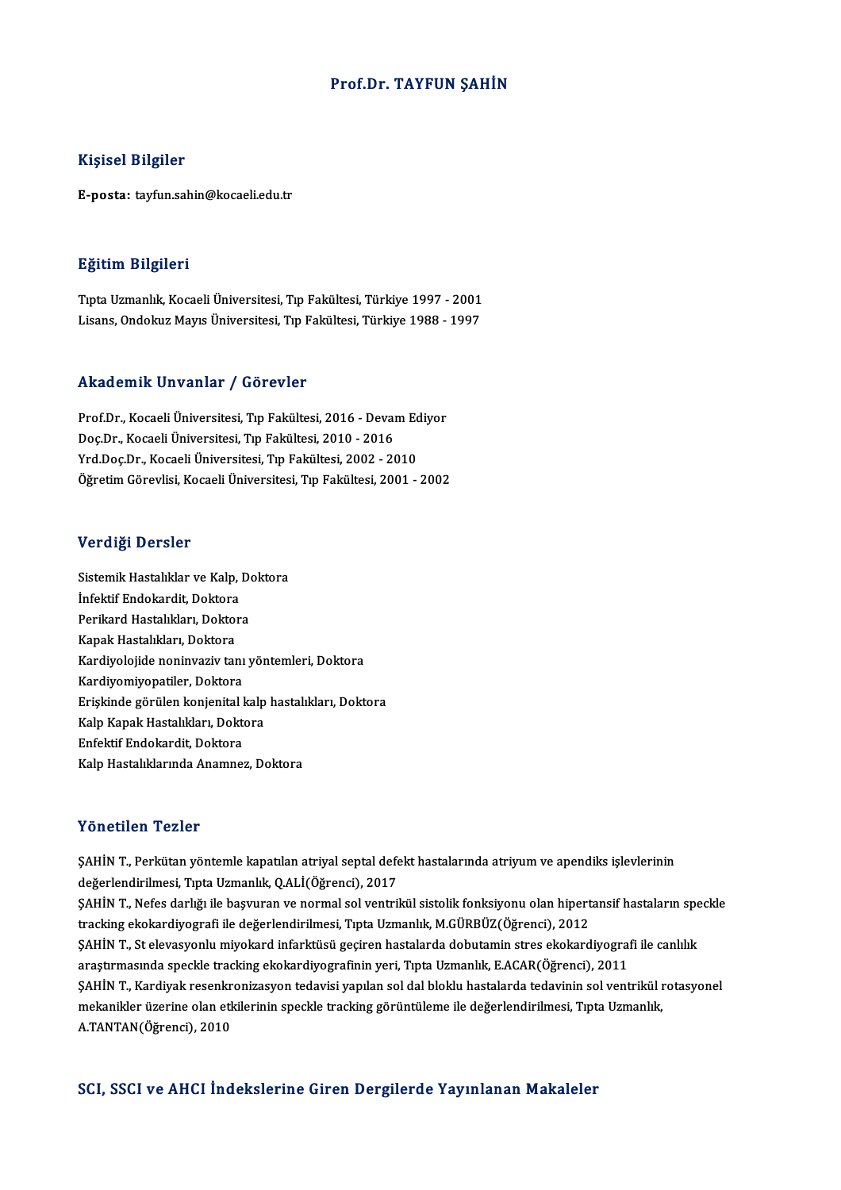# Prof.Dr. TAYFUN ŞAHİN

## Kişisel Bilgiler

**E-posta:** tayfun.sahin@kocaeli.edu.tr

## Eğitim Bilgileri

Tıpta Uzmanlık, Kocaeli Üniversitesi, Tıp Fakültesi, Türkiye 1997 - 2001
Lisans, Ondokuz Mayıs Üniversitesi, Tıp Fakültesi, Türkiye 1988 - 1997

## Akademik Unvanlar / Görevler

Prof.Dr., Kocaeli Üniversitesi, Tıp Fakültesi, 2016 - Devam Ediyor
Doç.Dr., Kocaeli Üniversitesi, Tıp Fakültesi, 2010 - 2016
Yrd.Doç.Dr., Kocaeli Üniversitesi, Tıp Fakültesi, 2002 - 2010
Öğretim Görevlisi, Kocaeli Üniversitesi, Tıp Fakültesi, 2001 - 2002

## Verdiği Dersler

Sistemik Hastalıklar ve Kalp, Doktora
İnfektif Endokardit, Doktora
Perikard Hastalıkları, Doktora
Kapak Hastalıkları, Doktora
Kardiyolojide noninvaziv tanı yöntemleri, Doktora
Kardiyomiyopatiler, Doktora
Erişkinde görülen konjenital kalp hastalıkları, Doktora
Kalp Kapak Hastalıkları, Doktora
Enfektif Endokardit, Doktora
Kalp Hastalıklarında Anamnez, Doktora

## Yönetilen Tezler

ŞAHİN T., Perkütan yöntemle kapatılan atriyal septal defekt hastalarında atriyum ve apendiks işlevlerinin değerlendirilmesi, Tıpta Uzmanlık, Q.ALİ(Öğrenci), 2017

ŞAHİN T., Nefes darlığı ile başvuran ve normal sol ventrikül sistolik fonksiyonu olan hipertansif hastaların speckle tracking ekokardiyografi ile değerlendirilmesi, Tıpta Uzmanlık, M.GÜRBÜZ(Öğrenci), 2012

ŞAHİN T., St elevasyonlu miyokard infarktüsü geçiren hastalarda dobutamin stres ekokardiyografi ile canlılık araştırmasında speckle tracking ekokardiyografinin yeri, Tıpta Uzmanlık, E.ACAR(Öğrenci), 2011

ŞAHİN T., Kardiyak resenkronizasyon tedavisi yapılan sol dal bloklu hastalarda tedavinin sol ventrikül rotasyonel mekanikler üzerine olan etkilerinin speckle tracking görüntüleme ile değerlendirilmesi, Tıpta Uzmanlık, A.TANTAN(Öğrenci), 2010

## SCI, SSCI ve AHCI İndekslerine Giren Dergilerde Yayınlanan Makaleler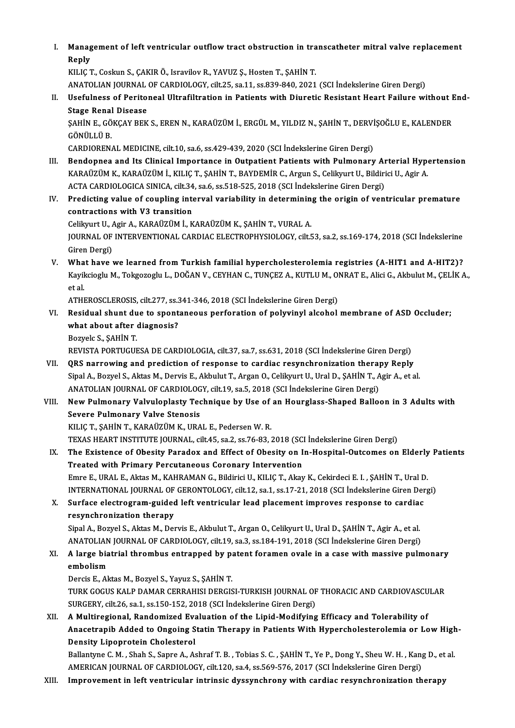I. **Management of left ventricular outflow tract obstruction in transcatheter mitral valve replacement Reply**
KILIÇ T., Coskun S., ÇAKIR Ö., Isravilov R., YAVUZ Ş., Hosten T., ŞAHİN T.
ANATOLIAN JOURNAL OF CARDIOLOGY, cilt.25, sa.11, ss.839-840, 2021 (SCI İndekslerine Giren Dergi)

II. **Usefulness of Peritoneal Ultrafiltration in Patients with Diuretic Resistant Heart Failure without End-Stage Renal Disease**
ŞAHİN E., GÖKÇAY BEK S., EREN N., KARAÜZÜM İ., ERGÜL M., YILDIZ N., ŞAHİN T., DERVİŞOĞLU E., KALENDER GÖNÜLLÜ B.
CARDIORENAL MEDICINE, cilt.10, sa.6, ss.429-439, 2020 (SCI İndekslerine Giren Dergi)

III. **Bendopnea and Its Clinical Importance in Outpatient Patients with Pulmonary Arterial Hypertension**
KARAÜZÜM K., KARAÜZÜM İ., KILIÇ T., ŞAHİN T., BAYDEMİR C., Argun S., Celikyurt U., Bildirici U., Agir A.
ACTA CARDIOLOGICA SINICA, cilt.34, sa.6, ss.518-525, 2018 (SCI İndekslerine Giren Dergi)

IV. **Predicting value of coupling interval variability in determining the origin of ventricular premature contractions with V3 transition**
Celikyurt U., Agir A., KARAÜZÜM İ., KARAÜZÜM K., ŞAHİN T., VURAL A.
JOURNAL OF INTERVENTIONAL CARDIAC ELECTROPHYSIOLOGY, cilt.53, sa.2, ss.169-174, 2018 (SCI İndekslerine Giren Dergi)

V. **What have we learned from Turkish familial hypercholesterolemia registries (A-HIT1 and A-HIT2)?**
Kayikcioglu M., Tokgozoglu L., DOĞAN V., CEYHAN C., TUNÇEZ A., KUTLU M., ONRAT E., Alici G., Akbulut M., ÇELİK A., et al.
ATHEROSCLEROSIS, cilt.277, ss.341-346, 2018 (SCI İndekslerine Giren Dergi)

VI. **Residual shunt due to spontaneous perforation of polyvinyl alcohol membrane of ASD Occluder; what about after diagnosis?**
Bozyelc S., ŞAHİN T.
REVISTA PORTUGUESA DE CARDIOLOGIA, cilt.37, sa.7, ss.631, 2018 (SCI İndekslerine Giren Dergi)

VII. **QRS narrowing and prediction of response to cardiac resynchronization therapy Reply**
Sipal A., Bozyel S., Aktas M., Dervis E., Akbulut T., Argan O., Celikyurt U., Ural D., ŞAHİN T., Agir A., et al.
ANATOLIAN JOURNAL OF CARDIOLOGY, cilt.19, sa.5, 2018 (SCI İndekslerine Giren Dergi)

VIII. **New Pulmonary Valvuloplasty Technique by Use of an Hourglass-Shaped Balloon in 3 Adults with Severe Pulmonary Valve Stenosis**
KILIÇ T., ŞAHİN T., KARAÜZÜM K., URAL E., Pedersen W. R.
TEXAS HEART INSTITUTE JOURNAL, cilt.45, sa.2, ss.76-83, 2018 (SCI İndekslerine Giren Dergi)

IX. **The Existence of Obesity Paradox and Effect of Obesity on In-Hospital-Outcomes on Elderly Patients Treated with Primary Percutaneous Coronary Intervention**
Emre E., URAL E., Aktas M., KAHRAMAN G., Bildirici U., KILIÇ T., Akay K., Cekirdeci E. I. , ŞAHİN T., Ural D.
INTERNATIONAL JOURNAL OF GERONTOLOGY, cilt.12, sa.1, ss.17-21, 2018 (SCI İndekslerine Giren Dergi)

X. **Surface electrogram-guided left ventricular lead placement improves response to cardiac resynchronization therapy**
Sipal A., Bozyel S., Aktas M., Dervis E., Akbulut T., Argan O., Celikyurt U., Ural D., ŞAHİN T., Agir A., et al.
ANATOLIAN JOURNAL OF CARDIOLOGY, cilt.19, sa.3, ss.184-191, 2018 (SCI İndekslerine Giren Dergi)

XI. **A large biatrial thrombus entrapped by patent foramen ovale in a case with massive pulmonary embolism**
Dercis E., Aktas M., Bozyel S., Yayuz S., ŞAHİN T.
TURK GOGUS KALP DAMAR CERRAHISI DERGISI-TURKISH JOURNAL OF THORACIC AND CARDIOVASCULAR SURGERY, cilt.26, sa.1, ss.150-152, 2018 (SCI İndekslerine Giren Dergi)

XII. **A Multiregional, Randomized Evaluation of the Lipid-Modifying Efficacy and Tolerability of Anacetrapib Added to Ongoing Statin Therapy in Patients With Hypercholesterolemia or Low High-Density Lipoprotein Cholesterol**
Ballantyne C. M. , Shah S., Sapre A., Ashraf T. B. , Tobias S. C. , ŞAHİN T., Ye P., Dong Y., Sheu W. H. , Kang D., et al.
AMERICAN JOURNAL OF CARDIOLOGY, cilt.120, sa.4, ss.569-576, 2017 (SCI İndekslerine Giren Dergi)

XIII. **Improvement in left ventricular intrinsic dyssynchrony with cardiac resynchronization therapy**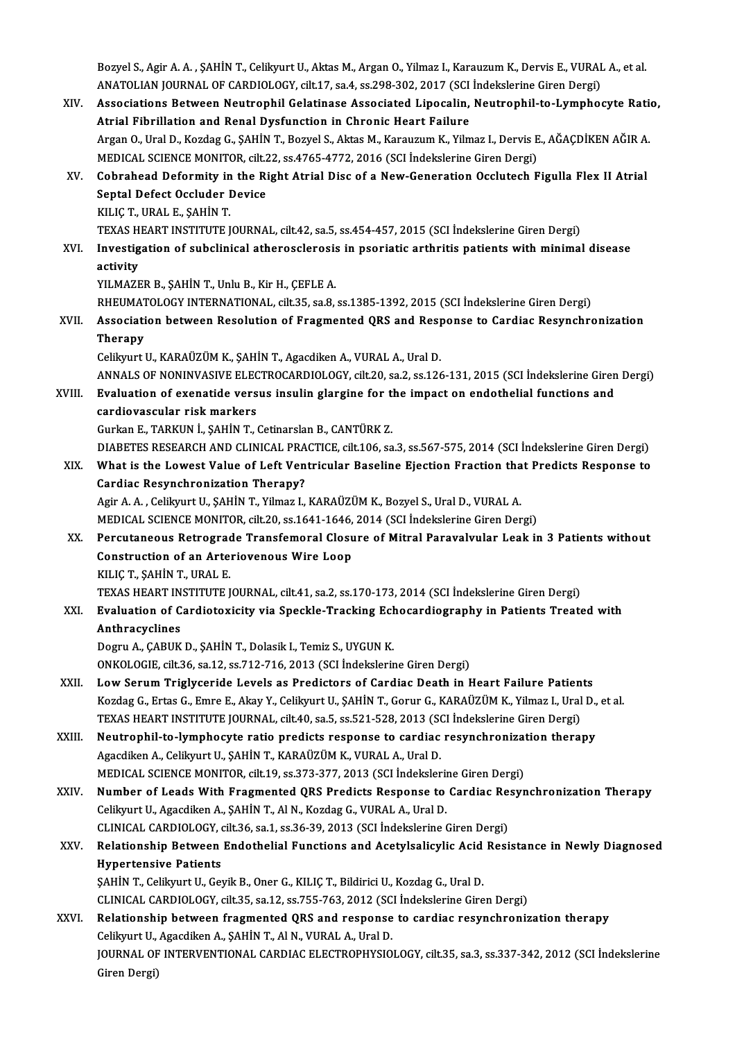Bozyel S., Agir A. A. , ŞAHİN T., Celikyurt U., Aktas M., Argan O., Yilmaz I., Karauzum K., Dervis E., VURAL A., et al.
ANATOLIAN JOURNAL OF CARDIOLOGY, cilt.17, sa.4, ss.298-302, 2017 (SCI İndekslerine Giren Dergi)

XIV. **Associations Between Neutrophil Gelatinase Associated Lipocalin, Neutrophil-to-Lymphocyte Ratio, Atrial Fibrillation and Renal Dysfunction in Chronic Heart Failure**
Argan O., Ural D., Kozdag G., ŞAHİN T., Bozyel S., Aktas M., Karauzum K., Yilmaz I., Dervis E., AĞAÇDİKEN AĞIR A.
MEDICAL SCIENCE MONITOR, cilt.22, ss.4765-4772, 2016 (SCI İndekslerine Giren Dergi)

XV. **Cobrahead Deformity in the Right Atrial Disc of a New-Generation Occlutech Figulla Flex II Atrial Septal Defect Occluder Device**
KILIÇ T., URAL E., ŞAHİN T.
TEXAS HEART INSTITUTE JOURNAL, cilt.42, sa.5, ss.454-457, 2015 (SCI İndekslerine Giren Dergi)

XVI. **Investigation of subclinical atherosclerosis in psoriatic arthritis patients with minimal disease activity**
YILMAZER B., ŞAHİN T., Unlu B., Kir H., ÇEFLE A.
RHEUMATOLOGY INTERNATIONAL, cilt.35, sa.8, ss.1385-1392, 2015 (SCI İndekslerine Giren Dergi)

XVII. **Association between Resolution of Fragmented QRS and Response to Cardiac Resynchronization Therapy**
Celikyurt U., KARAÜZÜM K., ŞAHİN T., Agacdiken A., VURAL A., Ural D.
ANNALS OF NONINVASIVE ELECTROCARDIOLOGY, cilt.20, sa.2, ss.126-131, 2015 (SCI İndekslerine Giren Dergi)

XVIII. **Evaluation of exenatide versus insulin glargine for the impact on endothelial functions and cardiovascular risk markers**
Gurkan E., TARKUN İ., ŞAHİN T., Cetinarslan B., CANTÜRK Z.
DIABETES RESEARCH AND CLINICAL PRACTICE, cilt.106, sa.3, ss.567-575, 2014 (SCI İndekslerine Giren Dergi)

XIX. **What is the Lowest Value of Left Ventricular Baseline Ejection Fraction that Predicts Response to Cardiac Resynchronization Therapy?**
Agir A. A. , Celikyurt U., ŞAHİN T., Yilmaz I., KARAÜZÜM K., Bozyel S., Ural D., VURAL A.
MEDICAL SCIENCE MONITOR, cilt.20, ss.1641-1646, 2014 (SCI İndekslerine Giren Dergi)

XX. **Percutaneous Retrograde Transfemoral Closure of Mitral Paravalvular Leak in 3 Patients without Construction of an Arteriovenous Wire Loop**
KILIÇ T., ŞAHİN T., URAL E.
TEXAS HEART INSTITUTE JOURNAL, cilt.41, sa.2, ss.170-173, 2014 (SCI İndekslerine Giren Dergi)

XXI. **Evaluation of Cardiotoxicity via Speckle-Tracking Echocardiography in Patients Treated with Anthracyclines**
Dogru A., ÇABUK D., ŞAHİN T., Dolasik I., Temiz S., UYGUN K.
ONKOLOGIE, cilt.36, sa.12, ss.712-716, 2013 (SCI İndekslerine Giren Dergi)

XXII. **Low Serum Triglyceride Levels as Predictors of Cardiac Death in Heart Failure Patients**
Kozdag G., Ertas G., Emre E., Akay Y., Celikyurt U., ŞAHİN T., Gorur G., KARAÜZÜM K., Yilmaz I., Ural D., et al.
TEXAS HEART INSTITUTE JOURNAL, cilt.40, sa.5, ss.521-528, 2013 (SCI İndekslerine Giren Dergi)

XXIII. **Neutrophil-to-lymphocyte ratio predicts response to cardiac resynchronization therapy**
Agacdiken A., Celikyurt U., ŞAHİN T., KARAÜZÜM K., VURAL A., Ural D.
MEDICAL SCIENCE MONITOR, cilt.19, ss.373-377, 2013 (SCI İndekslerine Giren Dergi)

XXIV. **Number of Leads With Fragmented QRS Predicts Response to Cardiac Resynchronization Therapy**
Celikyurt U., Agacdiken A., ŞAHİN T., Al N., Kozdag G., VURAL A., Ural D.
CLINICAL CARDIOLOGY, cilt.36, sa.1, ss.36-39, 2013 (SCI İndekslerine Giren Dergi)

XXV. **Relationship Between Endothelial Functions and Acetylsalicylic Acid Resistance in Newly Diagnosed Hypertensive Patients**
ŞAHİN T., Celikyurt U., Geyik B., Oner G., KILIÇ T., Bildirici U., Kozdag G., Ural D.
CLINICAL CARDIOLOGY, cilt.35, sa.12, ss.755-763, 2012 (SCI İndekslerine Giren Dergi)

XXVI. **Relationship between fragmented QRS and response to cardiac resynchronization therapy**
Celikyurt U., Agacdiken A., ŞAHİN T., Al N., VURAL A., Ural D.
JOURNAL OF INTERVENTIONAL CARDIAC ELECTROPHYSIOLOGY, cilt.35, sa.3, ss.337-342, 2012 (SCI İndekslerine Giren Dergi)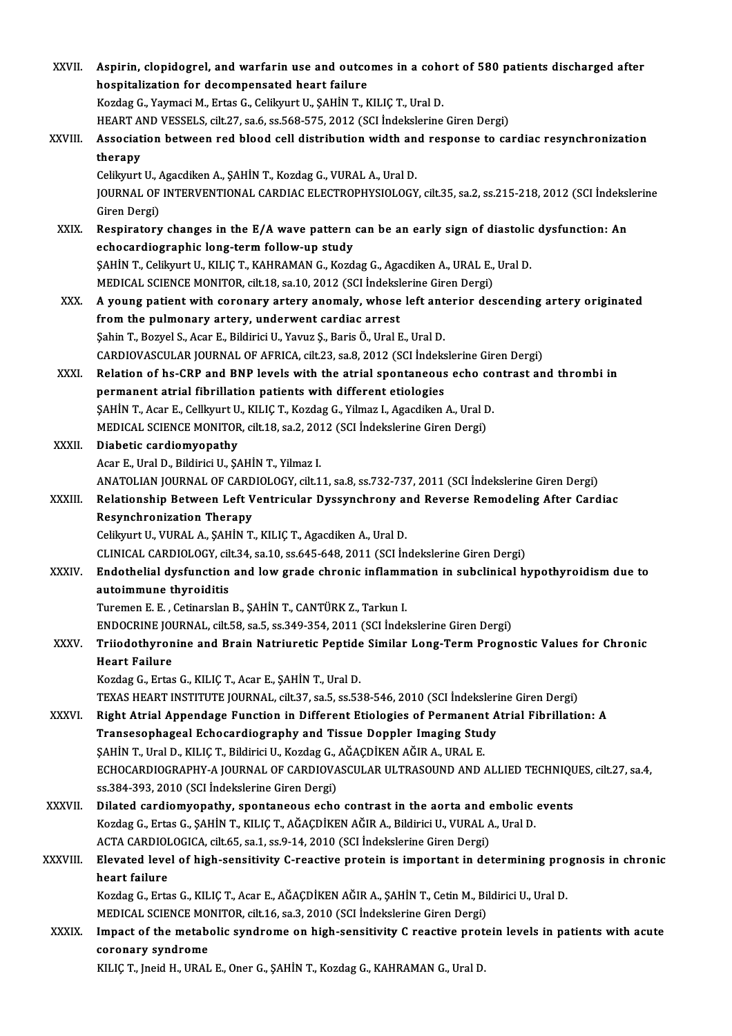XXVII. **Aspirin, clopidogrel, and warfarin use and outcomes in a cohort of 580 patients discharged after hospitalization for decompensated heart failure**
Kozdag G., Yaymaci M., Ertas G., Celikyurt U., ŞAHİN T., KILIÇ T., Ural D.
HEART AND VESSELS, cilt.27, sa.6, ss.568-575, 2012 (SCI İndekslerine Giren Dergi)

XXVIII. **Association between red blood cell distribution width and response to cardiac resynchronization therapy**
Celikyurt U., Agacdiken A., ŞAHİN T., Kozdag G., VURAL A., Ural D.
JOURNAL OF INTERVENTIONAL CARDIAC ELECTROPHYSIOLOGY, cilt.35, sa.2, ss.215-218, 2012 (SCI İndekslerine Giren Dergi)

XXIX. **Respiratory changes in the E/A wave pattern can be an early sign of diastolic dysfunction: An echocardiographic long-term follow-up study**
ŞAHİN T., Celikyurt U., KILIÇ T., KAHRAMAN G., Kozdag G., Agacdiken A., URAL E., Ural D.
MEDICAL SCIENCE MONITOR, cilt.18, sa.10, 2012 (SCI İndekslerine Giren Dergi)

XXX. **A young patient with coronary artery anomaly, whose left anterior descending artery originated from the pulmonary artery, underwent cardiac arrest**
Şahin T., Bozyel S., Acar E., Bildirici U., Yavuz Ş., Baris Ö., Ural E., Ural D.
CARDIOVASCULAR JOURNAL OF AFRICA, cilt.23, sa.8, 2012 (SCI İndekslerine Giren Dergi)

XXXI. **Relation of hs-CRP and BNP levels with the atrial spontaneous echo contrast and thrombi in permanent atrial fibrillation patients with different etiologies**
ŞAHİN T., Acar E., Cellkyurt U., KILIÇ T., Kozdag G., Yilmaz I., Agacdiken A., Ural D.
MEDICAL SCIENCE MONITOR, cilt.18, sa.2, 2012 (SCI İndekslerine Giren Dergi)

XXXII. **Diabetic cardiomyopathy**
Acar E., Ural D., Bildirici U., ŞAHİN T., Yilmaz I.
ANATOLIAN JOURNAL OF CARDIOLOGY, cilt.11, sa.8, ss.732-737, 2011 (SCI İndekslerine Giren Dergi)

XXXIII. **Relationship Between Left Ventricular Dyssynchrony and Reverse Remodeling After Cardiac Resynchronization Therapy**
Celikyurt U., VURAL A., ŞAHİN T., KILIÇ T., Agacdiken A., Ural D.
CLINICAL CARDIOLOGY, cilt.34, sa.10, ss.645-648, 2011 (SCI İndekslerine Giren Dergi)

XXXIV. **Endothelial dysfunction and low grade chronic inflammation in subclinical hypothyroidism due to autoimmune thyroiditis**
Turemen E. E. , Cetinarslan B., ŞAHİN T., CANTÜRK Z., Tarkun I.
ENDOCRINE JOURNAL, cilt.58, sa.5, ss.349-354, 2011 (SCI İndekslerine Giren Dergi)

XXXV. **Triiodothyronine and Brain Natriuretic Peptide Similar Long-Term Prognostic Values for Chronic Heart Failure**
Kozdag G., Ertas G., KILIÇ T., Acar E., ŞAHİN T., Ural D.
TEXAS HEART INSTITUTE JOURNAL, cilt.37, sa.5, ss.538-546, 2010 (SCI İndekslerine Giren Dergi)

XXXVI. **Right Atrial Appendage Function in Different Etiologies of Permanent Atrial Fibrillation: A Transesophageal Echocardiography and Tissue Doppler Imaging Study**
ŞAHİN T., Ural D., KILIÇ T., Bildirici U., Kozdag G., AĞAÇDİKEN AĞIR A., URAL E.
ECHOCARDIOGRAPHY-A JOURNAL OF CARDIOVASCULAR ULTRASOUND AND ALLIED TECHNIQUES, cilt.27, sa.4, ss.384-393, 2010 (SCI İndekslerine Giren Dergi)

XXXVII. **Dilated cardiomyopathy, spontaneous echo contrast in the aorta and embolic events**
Kozdag G., Ertas G., ŞAHİN T., KILIÇ T., AĞAÇDİKEN AĞIR A., Bildirici U., VURAL A., Ural D.
ACTA CARDIOLOGICA, cilt.65, sa.1, ss.9-14, 2010 (SCI İndekslerine Giren Dergi)

XXXVIII. **Elevated level of high-sensitivity C-reactive protein is important in determining prognosis in chronic heart failure**
Kozdag G., Ertas G., KILIÇ T., Acar E., AĞAÇDİKEN AĞIR A., ŞAHİN T., Cetin M., Bildirici U., Ural D.
MEDICAL SCIENCE MONITOR, cilt.16, sa.3, 2010 (SCI İndekslerine Giren Dergi)

XXXIX. **Impact of the metabolic syndrome on high-sensitivity C reactive protein levels in patients with acute coronary syndrome**
KILIÇ T., Jneid H., URAL E., Oner G., ŞAHİN T., Kozdag G., KAHRAMAN G., Ural D.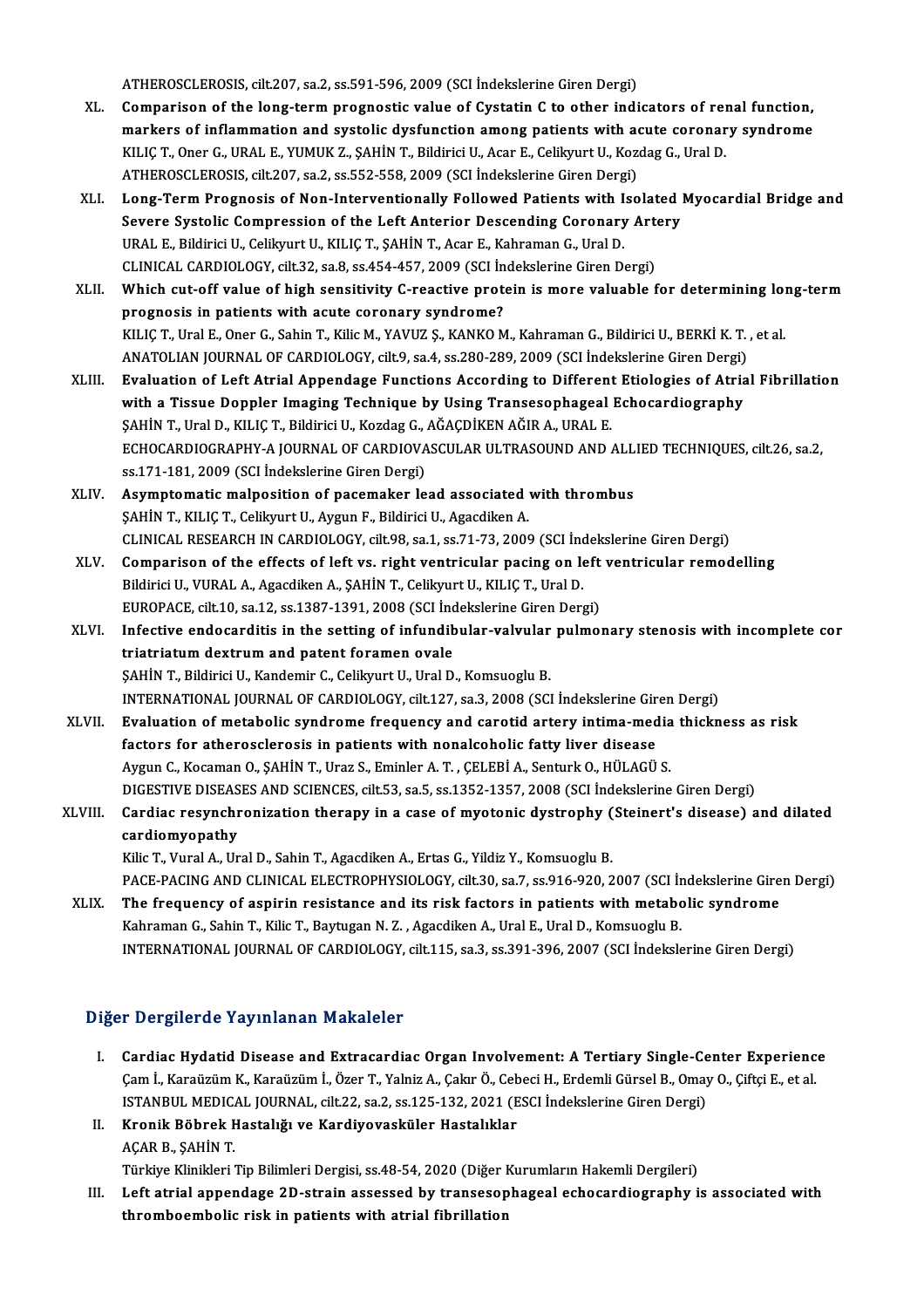ATHEROSCLEROSIS, cilt.207, sa.2, ss.591-596, 2009 (SCI İndekslerine Giren Dergi)

XL. **Comparison of the long-term prognostic value of Cystatin C to other indicators of renal function, markers of inflammation and systolic dysfunction among patients with acute coronary syndrome**
KILIÇ T., Oner G., URAL E., YUMUK Z., ŞAHİN T., Bildirici U., Acar E., Celikyurt U., Kozdag G., Ural D.
ATHEROSCLEROSIS, cilt.207, sa.2, ss.552-558, 2009 (SCI İndekslerine Giren Dergi)

XLI. **Long-Term Prognosis of Non-Interventionally Followed Patients with Isolated Myocardial Bridge and Severe Systolic Compression of the Left Anterior Descending Coronary Artery**
URAL E., Bildirici U., Celikyurt U., KILIÇ T., ŞAHİN T., Acar E., Kahraman G., Ural D.
CLINICAL CARDIOLOGY, cilt.32, sa.8, ss.454-457, 2009 (SCI İndekslerine Giren Dergi)

XLII. **Which cut-off value of high sensitivity C-reactive protein is more valuable for determining long-term prognosis in patients with acute coronary syndrome?**
KILIÇ T., Ural E., Oner G., Sahin T., Kilic M., YAVUZ Ş., KANKO M., Kahraman G., Bildirici U., BERKİ K. T. , et al.
ANATOLIAN JOURNAL OF CARDIOLOGY, cilt.9, sa.4, ss.280-289, 2009 (SCI İndekslerine Giren Dergi)

XLIII. **Evaluation of Left Atrial Appendage Functions According to Different Etiologies of Atrial Fibrillation with a Tissue Doppler Imaging Technique by Using Transesophageal Echocardiography**
ŞAHİN T., Ural D., KILIÇ T., Bildirici U., Kozdag G., AĞAÇDİKEN AĞIR A., URAL E.
ECHOCARDIOGRAPHY-A JOURNAL OF CARDIOVASCULAR ULTRASOUND AND ALLIED TECHNIQUES, cilt.26, sa.2, ss.171-181, 2009 (SCI İndekslerine Giren Dergi)

XLIV. **Asymptomatic malposition of pacemaker lead associated with thrombus**
ŞAHİN T., KILIÇ T., Celikyurt U., Aygun F., Bildirici U., Agacdiken A.
CLINICAL RESEARCH IN CARDIOLOGY, cilt.98, sa.1, ss.71-73, 2009 (SCI İndekslerine Giren Dergi)

XLV. **Comparison of the effects of left vs. right ventricular pacing on left ventricular remodelling**
Bildirici U., VURAL A., Agacdiken A., ŞAHİN T., Celikyurt U., KILIÇ T., Ural D.
EUROPACE, cilt.10, sa.12, ss.1387-1391, 2008 (SCI İndekslerine Giren Dergi)

XLVI. **Infective endocarditis in the setting of infundibular-valvular pulmonary stenosis with incomplete cor triatriatum dextrum and patent foramen ovale**
ŞAHİN T., Bildirici U., Kandemir C., Celikyurt U., Ural D., Komsuoglu B.
INTERNATIONAL JOURNAL OF CARDIOLOGY, cilt.127, sa.3, 2008 (SCI İndekslerine Giren Dergi)

XLVII. **Evaluation of metabolic syndrome frequency and carotid artery intima-media thickness as risk factors for atherosclerosis in patients with nonalcoholic fatty liver disease**
Aygun C., Kocaman O., ŞAHİN T., Uraz S., Eminler A. T. , ÇELEBİ A., Senturk O., HÜLAGÜ S.
DIGESTIVE DISEASES AND SCIENCES, cilt.53, sa.5, ss.1352-1357, 2008 (SCI İndekslerine Giren Dergi)

XLVIII. **Cardiac resynchronization therapy in a case of myotonic dystrophy (Steinert's disease) and dilated cardiomyopathy**
Kilic T., Vural A., Ural D., Sahin T., Agacdiken A., Ertas G., Yildiz Y., Komsuoglu B.
PACE-PACING AND CLINICAL ELECTROPHYSIOLOGY, cilt.30, sa.7, ss.916-920, 2007 (SCI İndekslerine Giren Dergi)

XLIX. **The frequency of aspirin resistance and its risk factors in patients with metabolic syndrome**
Kahraman G., Sahin T., Kilic T., Baytugan N. Z. , Agacdiken A., Ural E., Ural D., Komsuoglu B.
INTERNATIONAL JOURNAL OF CARDIOLOGY, cilt.115, sa.3, ss.391-396, 2007 (SCI İndekslerine Giren Dergi)

## Diğer Dergilerde Yayınlanan Makaleler

I. **Cardiac Hydatid Disease and Extracardiac Organ Involvement: A Tertiary Single-Center Experience**
Çam İ., Karaüzüm K., Karaüzüm İ., Özer T., Yalniz A., Çakır Ö., Cebeci H., Erdemli Gürsel B., Omay O., Çiftçi E., et al.
ISTANBUL MEDICAL JOURNAL, cilt.22, sa.2, ss.125-132, 2021 (ESCI İndekslerine Giren Dergi)

II. **Kronik Böbrek Hastalığı ve Kardiyovasküler Hastalıklar**
AÇAR B., ŞAHİN T.
Türkiye Klinikleri Tip Bilimleri Dergisi, ss.48-54, 2020 (Diğer Kurumların Hakemli Dergileri)

III. **Left atrial appendage 2D-strain assessed by transesophageal echocardiography is associated with thromboembolic risk in patients with atrial fibrillation**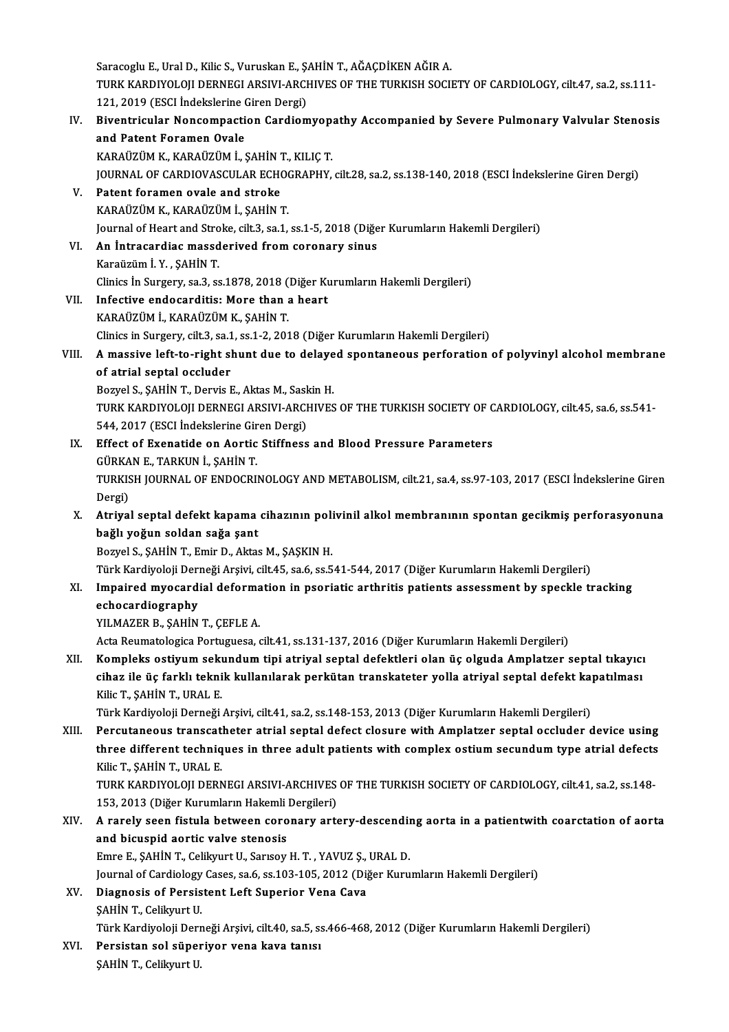Saracoglu E., Ural D., Kilic S., Vuruskan E., ŞAHİN T., AĞAÇDİKEN AĞIR A.
TURK KARDIYOLOJI DERNEGI ARSIVI-ARCHIVES OF THE TURKISH SOCIETY OF CARDIOLOGY, cilt.47, sa.2, ss.111-121, 2019 (ESCI İndekslerine Giren Dergi)

IV. **Biventricular Noncompaction Cardiomyopathy Accompanied by Severe Pulmonary Valvular Stenosis and Patent Foramen Ovale**
KARAÜZÜM K., KARAÜZÜM İ., ŞAHİN T., KILIÇ T.
JOURNAL OF CARDIOVASCULAR ECHOGRAPHY, cilt.28, sa.2, ss.138-140, 2018 (ESCI İndekslerine Giren Dergi)

V. **Patent foramen ovale and stroke**
KARAÜZÜM K., KARAÜZÜM İ., ŞAHİN T.
Journal of Heart and Stroke, cilt.3, sa.1, ss.1-5, 2018 (Diğer Kurumların Hakemli Dergileri)

VI. **An İntracardiac massderived from coronary sinus**
Karaüzüm İ. Y. , ŞAHİN T.
Clinics İn Surgery, sa.3, ss.1878, 2018 (Diğer Kurumların Hakemli Dergileri)

VII. **Infective endocarditis: More than a heart**
KARAÜZÜM İ., KARAÜZÜM K., ŞAHİN T.
Clinics in Surgery, cilt.3, sa.1, ss.1-2, 2018 (Diğer Kurumların Hakemli Dergileri)

VIII. **A massive left-to-right shunt due to delayed spontaneous perforation of polyvinyl alcohol membrane of atrial septal occluder**
Bozyel S., ŞAHİN T., Dervis E., Aktas M., Saskin H.
TURK KARDIYOLOJI DERNEGI ARSIVI-ARCHIVES OF THE TURKISH SOCIETY OF CARDIOLOGY, cilt.45, sa.6, ss.541-544, 2017 (ESCI İndekslerine Giren Dergi)

IX. **Effect of Exenatide on Aortic Stiffness and Blood Pressure Parameters**
GÜRKAN E., TARKUN İ., ŞAHİN T.
TURKISH JOURNAL OF ENDOCRINOLOGY AND METABOLISM, cilt.21, sa.4, ss.97-103, 2017 (ESCI İndekslerine Giren Dergi)

X. **Atriyal septal defekt kapama cihazının polivinil alkol membranının spontan gecikmiş perforasyonuna bağlı yoğun soldan sağa şant**
Bozyel S., ŞAHİN T., Emir D., Aktas M., ŞAŞKIN H.
Türk Kardiyoloji Derneği Arşivi, cilt.45, sa.6, ss.541-544, 2017 (Diğer Kurumların Hakemli Dergileri)

XI. **Impaired myocardial deformation in psoriatic arthritis patients assessment by speckle tracking echocardiography**
YILMAZER B., ŞAHİN T., ÇEFLE A.
Acta Reumatologica Portuguesa, cilt.41, ss.131-137, 2016 (Diğer Kurumların Hakemli Dergileri)

XII. **Kompleks ostiyum sekundum tipi atriyal septal defektleri olan üç olguda Amplatzer septal tıkayıcı cihaz ile üç farklı teknik kullanılarak perkütan transkateter yolla atriyal septal defekt kapatılması**
Kilic T., ŞAHİN T., URAL E.
Türk Kardiyoloji Derneği Arşivi, cilt.41, sa.2, ss.148-153, 2013 (Diğer Kurumların Hakemli Dergileri)

XIII. **Percutaneous transcatheter atrial septal defect closure with Amplatzer septal occluder device using three different techniques in three adult patients with complex ostium secundum type atrial defects**
Kilic T., ŞAHİN T., URAL E.
TURK KARDIYOLOJI DERNEGI ARSIVI-ARCHIVES OF THE TURKISH SOCIETY OF CARDIOLOGY, cilt.41, sa.2, ss.148-153, 2013 (Diğer Kurumların Hakemli Dergileri)

XIV. **A rarely seen fistula between coronary artery-descending aorta in a patientwith coarctation of aorta and bicuspid aortic valve stenosis**
Emre E., ŞAHİN T., Celikyurt U., Sarısoy H. T. , YAVUZ Ş., URAL D.
Journal of Cardiology Cases, sa.6, ss.103-105, 2012 (Diğer Kurumların Hakemli Dergileri)

XV. **Diagnosis of Persistent Left Superior Vena Cava**
ŞAHİN T., Celikyurt U.
Türk Kardiyoloji Derneği Arşivi, cilt.40, sa.5, ss.466-468, 2012 (Diğer Kurumların Hakemli Dergileri)

XVI. **Persistan sol süperiyor vena kava tanısı**
ŞAHİN T., Celikyurt U.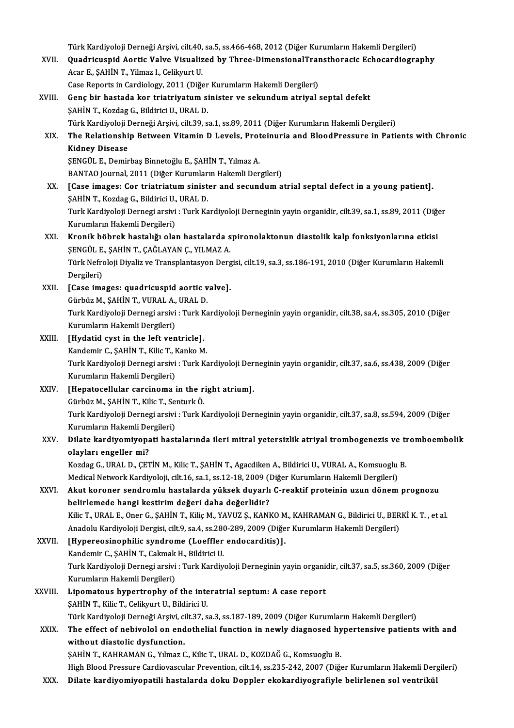Türk Kardiyoloji Derneği Arşivi, cilt.40, sa.5, ss.466-468, 2012 (Diğer Kurumların Hakemli Dergileri)

XVII. **Quadricuspid Aortic Valve Visualized by Three-DimensionalTransthoracic Echocardiography**
Acar E., ŞAHİN T., Yilmaz I., Celikyurt U.
Case Reports in Cardiology, 2011 (Diğer Kurumların Hakemli Dergileri)

XVIII. **Genç bir hastada kor triatriyatum sinister ve sekundum atriyal septal defekt**
ŞAHİN T., Kozdag G., Bildirici U., URAL D.
Türk Kardiyoloji Derneği Arşivi, cilt.39, sa.1, ss.89, 2011 (Diğer Kurumların Hakemli Dergileri)

XIX. **The Relationship Between Vitamin D Levels, Proteinuria and BloodPressure in Patients with Chronic Kidney Disease**
ŞENGÜL E., Demirbaş Binnetoğlu E., ŞAHİN T., Yılmaz A.
BANTAO Journal, 2011 (Diğer Kurumların Hakemli Dergileri)

XX. **[Case images: Cor triatriatum sinister and secundum atrial septal defect in a young patient].**
ŞAHİN T., Kozdag G., Bildirici U., URAL D.
Turk Kardiyoloji Dernegi arsivi : Turk Kardiyoloji Derneginin yayin organidir, cilt.39, sa.1, ss.89, 2011 (Diğer Kurumların Hakemli Dergileri)

XXI. **Kronik böbrek hastalığı olan hastalarda spironolaktonun diastolik kalp fonksiyonlarına etkisi**
ŞENGÜL E., ŞAHİN T., ÇAĞLAYAN Ç., YILMAZ A.
Türk Nefroloji Diyaliz ve Transplantasyon Dergisi, cilt.19, sa.3, ss.186-191, 2010 (Diğer Kurumların Hakemli Dergileri)

XXII. **[Case images: quadricuspid aortic valve].**
Gürbüz M., ŞAHİN T., VURAL A., URAL D.
Turk Kardiyoloji Dernegi arsivi : Turk Kardiyoloji Derneginin yayin organidir, cilt.38, sa.4, ss.305, 2010 (Diğer Kurumların Hakemli Dergileri)

XXIII. **[Hydatid cyst in the left ventricle].**
Kandemir C., ŞAHİN T., Kilic T., Kanko M.
Turk Kardiyoloji Dernegi arsivi : Turk Kardiyoloji Derneginin yayin organidir, cilt.37, sa.6, ss.438, 2009 (Diğer Kurumların Hakemli Dergileri)

XXIV. **[Hepatocellular carcinoma in the right atrium].**
Gürbüz M., ŞAHİN T., Kilic T., Senturk Ö.
Turk Kardiyoloji Dernegi arsivi : Turk Kardiyoloji Derneginin yayin organidir, cilt.37, sa.8, ss.594, 2009 (Diğer Kurumların Hakemli Dergileri)

XXV. **Dilate kardiyomiyopati hastalarında ileri mitral yetersizlik atriyal trombogenezis ve tromboembolik olayları engeller mi?**
Kozdag G., URAL D., ÇETİN M., Kilic T., ŞAHİN T., Agacdiken A., Bildirici U., VURAL A., Komsuoglu B.
Medical Network Kardiyoloji, cilt.16, sa.1, ss.12-18, 2009 (Diğer Kurumların Hakemli Dergileri)

XXVI. **Akut koroner sendromlu hastalarda yüksek duyarlı C-reaktif proteinin uzun dönem prognozu belirlemede hangi kestirim değeri daha değerlidir?**
Kilic T., URAL E., Oner G., ŞAHİN T., Kiliç M., YAVUZ Ş., KANKO M., KAHRAMAN G., Bildirici U., BERKİ K. T. , et al.
Anadolu Kardiyoloji Dergisi, cilt.9, sa.4, ss.280-289, 2009 (Diğer Kurumların Hakemli Dergileri)

XXVII. **[Hypereosinophilic syndrome (Loeffler endocarditis)].**
Kandemir C., ŞAHİN T., Cakmak H., Bildirici U.
Turk Kardiyoloji Dernegi arsivi : Turk Kardiyoloji Derneginin yayin organidir, cilt.37, sa.5, ss.360, 2009 (Diğer Kurumların Hakemli Dergileri)

XXVIII. **Lipomatous hypertrophy of the interatrial septum: A case report**
ŞAHİN T., Kilic T., Celikyurt U., Bildirici U.
Türk Kardiyoloji Derneği Arşivi, cilt.37, sa.3, ss.187-189, 2009 (Diğer Kurumların Hakemli Dergileri)

XXIX. **The effect of nebivolol on endothelial function in newly diagnosed hypertensive patients with and without diastolic dysfunction.**
ŞAHİN T., KAHRAMAN G., Yılmaz C., Kilic T., URAL D., KOZDAĞ G., Komsuoglu B.
High Blood Pressure Cardiovascular Prevention, cilt.14, ss.235-242, 2007 (Diğer Kurumların Hakemli Dergileri)

XXX. **Dilate kardiyomiyopatili hastalarda doku Doppler ekokardiyografiyle belirlenen sol ventrikül**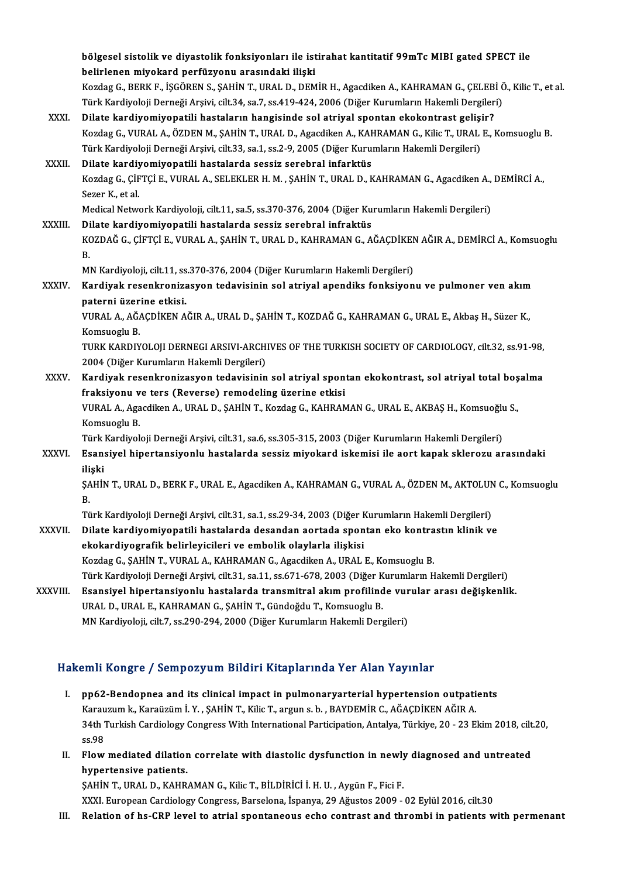bölgesel sistolik ve diyastolik fonksiyonları ile istirahat kantitatif 99mTc MIBI gated SPECT ile belirlenen miyokard perfüzyonu arasındaki ilişki
Kozdag G., BERK F., İŞGÖREN S., ŞAHİN T., URAL D., DEMİR H., Agacdiken A., KAHRAMAN G., ÇELEBİ Ö., Kilic T., et al.
Türk Kardiyoloji Derneği Arşivi, cilt.34, sa.7, ss.419-424, 2006 (Diğer Kurumların Hakemli Dergileri)

XXXI. **Dilate kardiyomiyopatili hastaların hangisinde sol atriyal spontan ekokontrast gelişir?**
Kozdag G., VURAL A., ÖZDEN M., ŞAHİN T., URAL D., Agacdiken A., KAHRAMAN G., Kilic T., URAL E., Komsuoglu B.
Türk Kardiyoloji Derneği Arşivi, cilt.33, sa.1, ss.2-9, 2005 (Diğer Kurumların Hakemli Dergileri)

XXXII. **Dilate kardiyomiyopatili hastalarda sessiz serebral infarktüs**
Kozdag G., ÇİFTÇİ E., VURAL A., SELEKLER H. M. , ŞAHİN T., URAL D., KAHRAMAN G., Agacdiken A., DEMİRCİ A., Sezer K., et al.
Medical Network Kardiyoloji, cilt.11, sa.5, ss.370-376, 2004 (Diğer Kurumların Hakemli Dergileri)

XXXIII. **Dilate kardiyomiyopatili hastalarda sessiz serebral infraktüs**
KOZDAĞ G., ÇİFTÇİ E., VURAL A., ŞAHİN T., URAL D., KAHRAMAN G., AĞAÇDİKEN AĞIR A., DEMİRCİ A., Komsuoglu B.
MN Kardiyoloji, cilt.11, ss.370-376, 2004 (Diğer Kurumların Hakemli Dergileri)

XXXIV. **Kardiyak resenkronizasyon tedavisinin sol atriyal apendiks fonksiyonu ve pulmoner ven akım paterni üzerine etkisi.**
VURAL A., AĞAÇDİKEN AĞIR A., URAL D., ŞAHİN T., KOZDAĞ G., KAHRAMAN G., URAL E., Akbaş H., Süzer K., Komsuoglu B.
TURK KARDIYOLOJI DERNEGI ARSIVI-ARCHIVES OF THE TURKISH SOCIETY OF CARDIOLOGY, cilt.32, ss.91-98, 2004 (Diğer Kurumların Hakemli Dergileri)

XXXV. **Kardiyak resenkronizasyon tedavisinin sol atriyal spontan ekokontrast, sol atriyal total boşalma fraksiyonu ve ters (Reverse) remodeling üzerine etkisi**
VURAL A., Agacdiken A., URAL D., ŞAHİN T., Kozdag G., KAHRAMAN G., URAL E., AKBAŞ H., Komsuoğlu S., Komsuoglu B.
Türk Kardiyoloji Derneği Arşivi, cilt.31, sa.6, ss.305-315, 2003 (Diğer Kurumların Hakemli Dergileri)

XXXVI. **Esansiyel hipertansiyonlu hastalarda sessiz miyokard iskemisi ile aort kapak sklerozu arasındaki ilişki**
ŞAHİN T., URAL D., BERK F., URAL E., Agacdiken A., KAHRAMAN G., VURAL A., ÖZDEN M., AKTOLUN C., Komsuoglu B.
Türk Kardiyoloji Derneği Arşivi, cilt.31, sa.1, ss.29-34, 2003 (Diğer Kurumların Hakemli Dergileri)

XXXVII. **Dilate kardiyomiyopatili hastalarda desandan aortada spontan eko kontrastın klinik ve ekokardiyografik belirleyicileri ve embolik olaylarla ilişkisi**
Kozdag G., ŞAHİN T., VURAL A., KAHRAMAN G., Agacdiken A., URAL E., Komsuoglu B.
Türk Kardiyoloji Derneği Arşivi, cilt.31, sa.11, ss.671-678, 2003 (Diğer Kurumların Hakemli Dergileri)

XXXVIII. **Esansiyel hipertansiyonlu hastalarda transmitral akım profilinde vurular arası değişkenlik.**
URAL D., URAL E., KAHRAMAN G., ŞAHİN T., Gündoğdu T., Komsuoglu B.
MN Kardiyoloji, cilt.7, ss.290-294, 2000 (Diğer Kurumların Hakemli Dergileri)

## Hakemli Kongre / Sempozyum Bildiri Kitaplarında Yer Alan Yayınlar

I. **pp62-Bendopnea and its clinical impact in pulmonaryarterial hypertension outpatients**
Karauzum k., Karaüzüm İ. Y. , ŞAHİN T., Kilic T., argun s. b. , BAYDEMİR C., AĞAÇDİKEN AĞIR A.
34th Turkish Cardiology Congress With International Participation, Antalya, Türkiye, 20 - 23 Ekim 2018, cilt.20, ss.98

II. **Flow mediated dilation correlate with diastolic dysfunction in newly diagnosed and untreated hypertensive patients.**
ŞAHİN T., URAL D., KAHRAMAN G., Kilic T., BİLDİRİCİ İ. H. U. , Aygün F., Fici F.
XXXI. European Cardiology Congress, Barselona, İspanya, 29 Ağustos 2009 - 02 Eylül 2016, cilt.30

III. **Relation of hs-CRP level to atrial spontaneous echo contrast and thrombi in patients with permenant**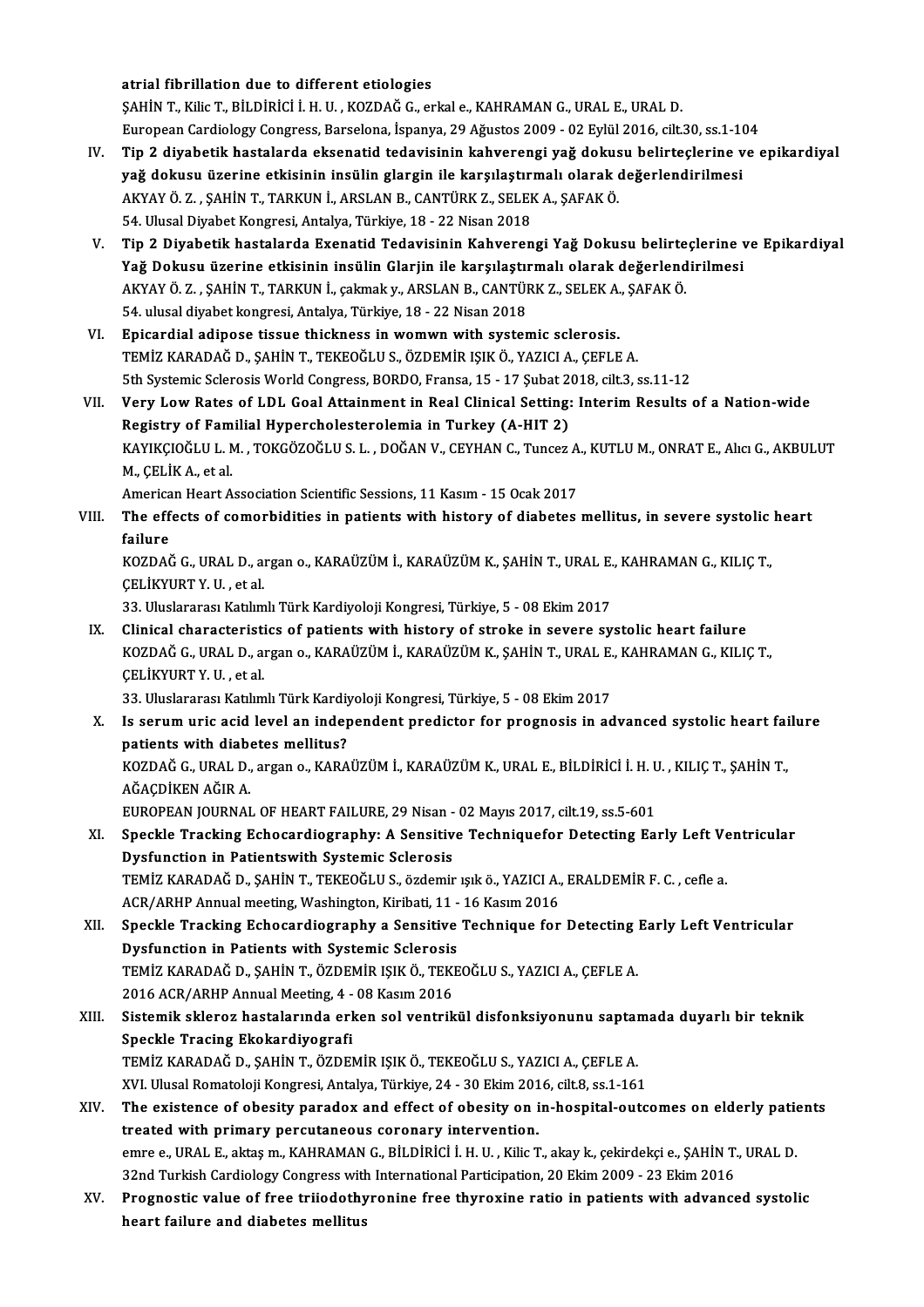atrial fibrillation due to different etiologies
ŞAHİN T., Kilic T., BİLDİRİCİ İ. H. U. , KOZDAĞ G., erkal e., KAHRAMAN G., URAL E., URAL D.
European Cardiology Congress, Barselona, İspanya, 29 Ağustos 2009 - 02 Eylül 2016, cilt.30, ss.1-104

IV. **Tip 2 diyabetik hastalarda eksenatid tedavisinin kahverengi yağ dokusu belirteçlerine ve epikardiyal yağ dokusu üzerine etkisinin insülin glargin ile karşılaştırmalı olarak değerlendirilmesi**
AKYAY Ö. Z. , ŞAHİN T., TARKUN İ., ARSLAN B., CANTÜRK Z., SELEK A., ŞAFAK Ö.
54. Ulusal Diyabet Kongresi, Antalya, Türkiye, 18 - 22 Nisan 2018

V. **Tip 2 Diyabetik hastalarda Exenatid Tedavisinin Kahverengi Yağ Dokusu belirteçlerine ve Epikardiyal Yağ Dokusu üzerine etkisinin insülin Glarjin ile karşılaştırmalı olarak değerlendirilmesi**
AKYAY Ö. Z. , ŞAHİN T., TARKUN İ., çakmak y., ARSLAN B., CANTÜRK Z., SELEK A., ŞAFAK Ö.
54. ulusal diyabet kongresi, Antalya, Türkiye, 18 - 22 Nisan 2018

VI. **Epicardial adipose tissue thickness in womwn with systemic sclerosis.**
TEMİZ KARADAĞ D., ŞAHİN T., TEKEOĞLU S., ÖZDEMİR IŞIK Ö., YAZICI A., ÇEFLE A.
5th Systemic Sclerosis World Congress, BORDO, Fransa, 15 - 17 Şubat 2018, cilt.3, ss.11-12

VII. **Very Low Rates of LDL Goal Attainment in Real Clinical Setting: Interim Results of a Nation-wide Registry of Familial Hypercholesterolemia in Turkey (A-HIT 2)**
KAYIKÇIOĞLU L. M. , TOKGÖZOĞLU S. L. , DOĞAN V., CEYHAN C., Tuncez A., KUTLU M., ONRAT E., Alıcı G., AKBULUT M., ÇELİK A., et al.
American Heart Association Scientific Sessions, 11 Kasım - 15 Ocak 2017

VIII. **The effects of comorbidities in patients with history of diabetes mellitus, in severe systolic heart failure**
KOZDAĞ G., URAL D., argan o., KARAÜZÜM İ., KARAÜZÜM K., ŞAHİN T., URAL E., KAHRAMAN G., KILIÇ T., ÇELİKYURT Y. U. , et al.
33. Uluslararası Katılımlı Türk Kardiyoloji Kongresi, Türkiye, 5 - 08 Ekim 2017

IX. **Clinical characteristics of patients with history of stroke in severe systolic heart failure**
KOZDAĞ G., URAL D., argan o., KARAÜZÜM İ., KARAÜZÜM K., ŞAHİN T., URAL E., KAHRAMAN G., KILIÇ T., ÇELİKYURT Y. U. , et al.
33. Uluslararası Katılımlı Türk Kardiyoloji Kongresi, Türkiye, 5 - 08 Ekim 2017

X. **Is serum uric acid level an independent predictor for prognosis in advanced systolic heart failure patients with diabetes mellitus?**
KOZDAĞ G., URAL D., argan o., KARAÜZÜM İ., KARAÜZÜM K., URAL E., BİLDİRİCİ İ. H. U. , KILIÇ T., ŞAHİN T., AĞAÇDİKEN AĞIR A.
EUROPEAN JOURNAL OF HEART FAILURE, 29 Nisan - 02 Mayıs 2017, cilt.19, ss.5-601

XI. **Speckle Tracking Echocardiography: A Sensitive Techniquefor Detecting Early Left Ventricular Dysfunction in Patientswith Systemic Sclerosis**
TEMİZ KARADAĞ D., ŞAHİN T., TEKEOĞLU S., özdemir ışık ö., YAZICI A., ERALDEMİR F. C. , cefle a.
ACR/ARHP Annual meeting, Washington, Kiribati, 11 - 16 Kasım 2016

XII. **Speckle Tracking Echocardiography a Sensitive Technique for Detecting Early Left Ventricular Dysfunction in Patients with Systemic Sclerosis**
TEMİZ KARADAĞ D., ŞAHİN T., ÖZDEMİR IŞIK Ö., TEKEOĞLU S., YAZICI A., ÇEFLE A.
2016 ACR/ARHP Annual Meeting, 4 - 08 Kasım 2016

XIII. **Sistemik skleroz hastalarında erken sol ventrikül disfonksiyonunu saptamada duyarlı bir teknik Speckle Tracing Ekokardiyografi**
TEMİZ KARADAĞ D., ŞAHİN T., ÖZDEMİR IŞIK Ö., TEKEOĞLU S., YAZICI A., ÇEFLE A.
XVI. Ulusal Romatoloji Kongresi, Antalya, Türkiye, 24 - 30 Ekim 2016, cilt.8, ss.1-161

XIV. **The existence of obesity paradox and effect of obesity on in-hospital-outcomes on elderly patients treated with primary percutaneous coronary intervention.**
emre e., URAL E., aktaş m., KAHRAMAN G., BİLDİRİCİ İ. H. U. , Kilic T., akay k., çekirdekçi e., ŞAHİN T., URAL D.
32nd Turkish Cardiology Congress with International Participation, 20 Ekim 2009 - 23 Ekim 2016

XV. **Prognostic value of free triiodothyronine free thyroxine ratio in patients with advanced systolic heart failure and diabetes mellitus**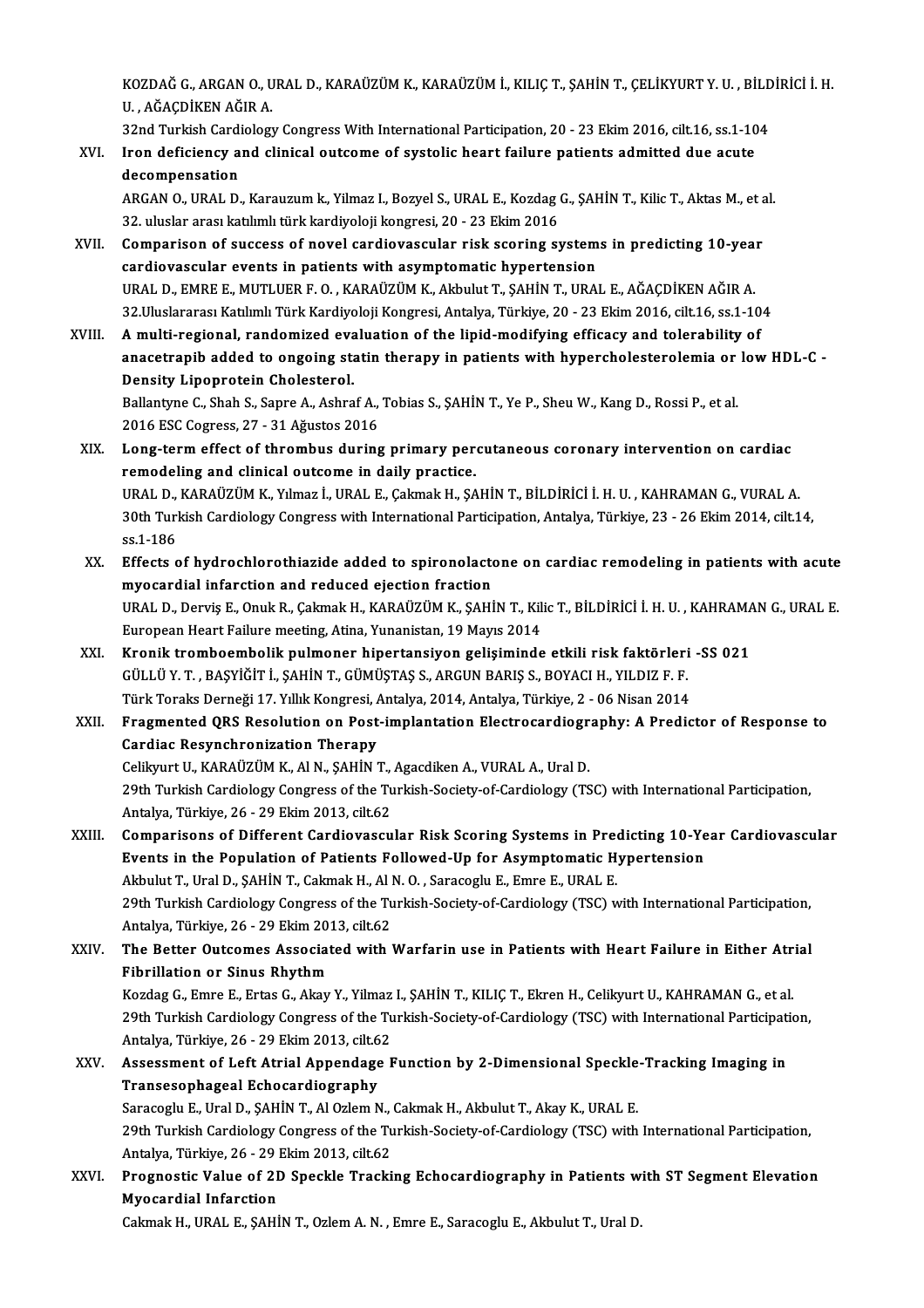KOZDAĞ G., ARGAN O., URAL D., KARAÜZÜM K., KARAÜZÜM İ., KILIÇ T., ŞAHİN T., ÇELİKYURT Y. U. , BİLDİRİCİ İ. H. U. , AĞAÇDİKEN AĞIR A.
32nd Turkish Cardiology Congress With International Participation, 20 - 23 Ekim 2016, cilt.16, ss.1-104

XVI. **Iron deficiency and clinical outcome of systolic heart failure patients admitted due acute decompensation**
ARGAN O., URAL D., Karauzum k., Yilmaz I., Bozyel S., URAL E., Kozdag G., ŞAHİN T., Kilic T., Aktas M., et al.
32. uluslar arası katılımlı türk kardiyoloji kongresi, 20 - 23 Ekim 2016

XVII. **Comparison of success of novel cardiovascular risk scoring systems in predicting 10-year cardiovascular events in patients with asymptomatic hypertension**
URAL D., EMRE E., MUTLUER F. O. , KARAÜZÜM K., Akbulut T., ŞAHİN T., URAL E., AĞAÇDİKEN AĞIR A.
32.Uluslararası Katılımlı Türk Kardiyoloji Kongresi, Antalya, Türkiye, 20 - 23 Ekim 2016, cilt.16, ss.1-104

XVIII. **A multi-regional, randomized evaluation of the lipid-modifying efficacy and tolerability of anacetrapib added to ongoing statin therapy in patients with hypercholesterolemia or low HDL-C - Density Lipoprotein Cholesterol.**
Ballantyne C., Shah S., Sapre A., Ashraf A., Tobias S., ŞAHİN T., Ye P., Sheu W., Kang D., Rossi P., et al.
2016 ESC Cogress, 27 - 31 Ağustos 2016

XIX. **Long-term effect of thrombus during primary percutaneous coronary intervention on cardiac remodeling and clinical outcome in daily practice.**
URAL D., KARAÜZÜM K., Yılmaz İ., URAL E., Çakmak H., ŞAHİN T., BİLDİRİCİ İ. H. U. , KAHRAMAN G., VURAL A.
30th Turkish Cardiology Congress with International Participation, Antalya, Türkiye, 23 - 26 Ekim 2014, cilt.14, ss.1-186

XX. **Effects of hydrochlorothiazide added to spironolactone on cardiac remodeling in patients with acute myocardial infarction and reduced ejection fraction**
URAL D., Derviş E., Onuk R., Çakmak H., KARAÜZÜM K., ŞAHİN T., Kilic T., BİLDİRİCİ İ. H. U. , KAHRAMAN G., URAL E.
European Heart Failure meeting, Atina, Yunanistan, 19 Mayıs 2014

XXI. **Kronik tromboembolik pulmoner hipertansiyon gelişiminde etkili risk faktörleri -SS 021**
GÜLLÜ Y. T. , BAŞYİĞİT İ., ŞAHİN T., GÜMÜŞTAŞ S., ARGUN BARIŞ S., BOYACI H., YILDIZ F. F.
Türk Toraks Derneği 17. Yıllık Kongresi, Antalya, 2014, Antalya, Türkiye, 2 - 06 Nisan 2014

XXII. **Fragmented QRS Resolution on Post-implantation Electrocardiography: A Predictor of Response to Cardiac Resynchronization Therapy**
Celikyurt U., KARAÜZÜM K., Al N., ŞAHİN T., Agacdiken A., VURAL A., Ural D.
29th Turkish Cardiology Congress of the Turkish-Society-of-Cardiology (TSC) with International Participation, Antalya, Türkiye, 26 - 29 Ekim 2013, cilt.62

XXIII. **Comparisons of Different Cardiovascular Risk Scoring Systems in Predicting 10-Year Cardiovascular Events in the Population of Patients Followed-Up for Asymptomatic Hypertension**
Akbulut T., Ural D., ŞAHİN T., Cakmak H., Al N. O. , Saracoglu E., Emre E., URAL E.
29th Turkish Cardiology Congress of the Turkish-Society-of-Cardiology (TSC) with International Participation, Antalya, Türkiye, 26 - 29 Ekim 2013, cilt.62

XXIV. **The Better Outcomes Associated with Warfarin use in Patients with Heart Failure in Either Atrial Fibrillation or Sinus Rhythm**
Kozdag G., Emre E., Ertas G., Akay Y., Yilmaz I., ŞAHİN T., KILIÇ T., Ekren H., Celikyurt U., KAHRAMAN G., et al.
29th Turkish Cardiology Congress of the Turkish-Society-of-Cardiology (TSC) with International Participation, Antalya, Türkiye, 26 - 29 Ekim 2013, cilt.62

XXV. **Assessment of Left Atrial Appendage Function by 2-Dimensional Speckle-Tracking Imaging in Transesophageal Echocardiography**
Saracoglu E., Ural D., ŞAHİN T., Al Ozlem N., Cakmak H., Akbulut T., Akay K., URAL E.
29th Turkish Cardiology Congress of the Turkish-Society-of-Cardiology (TSC) with International Participation, Antalya, Türkiye, 26 - 29 Ekim 2013, cilt.62

XXVI. **Prognostic Value of 2D Speckle Tracking Echocardiography in Patients with ST Segment Elevation Myocardial Infarction**
Cakmak H., URAL E., ŞAHİN T., Ozlem A. N. , Emre E., Saracoglu E., Akbulut T., Ural D.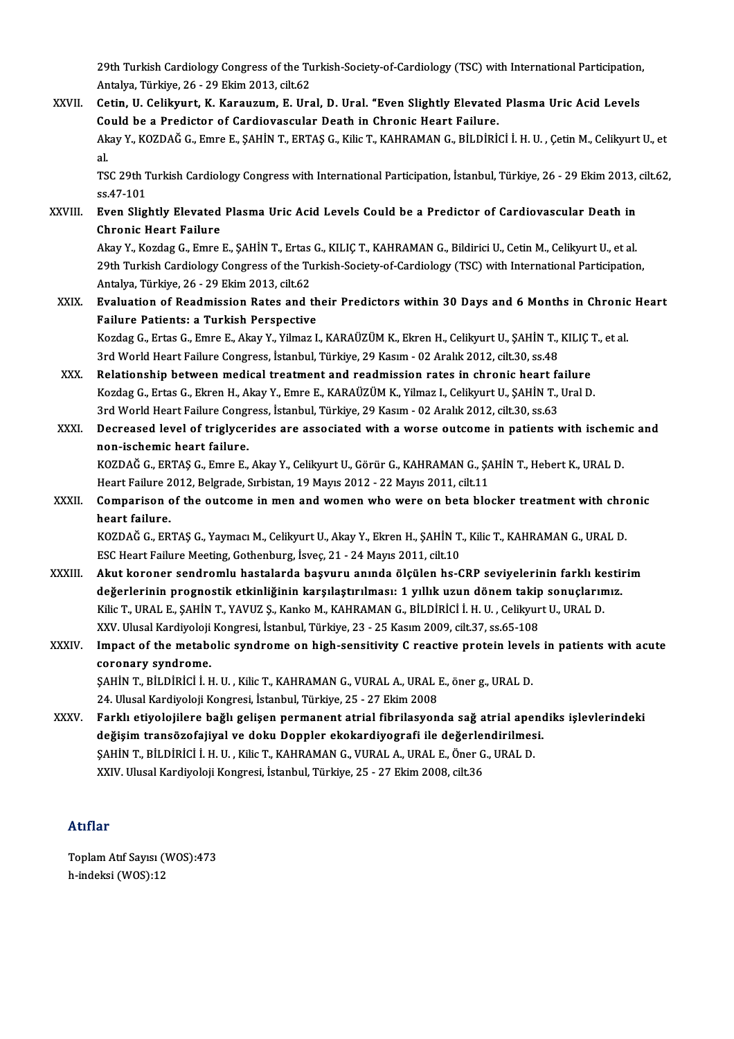29th Turkish Cardiology Congress of the Turkish-Society-of-Cardiology (TSC) with International Participation, Antalya, Türkiye, 26 - 29 Ekim 2013, cilt.62

XXVII. **Cetin, U. Celikyurt, K. Karauzum, E. Ural, D. Ural. "Even Slightly Elevated Plasma Uric Acid Levels Could be a Predictor of Cardiovascular Death in Chronic Heart Failure.**
Akay Y., KOZDAĞ G., Emre E., ŞAHİN T., ERTAŞ G., Kilic T., KAHRAMAN G., BİLDİRİCİ İ. H. U. , Çetin M., Celikyurt U., et al.
TSC 29th Turkish Cardiology Congress with International Participation, İstanbul, Türkiye, 26 - 29 Ekim 2013, cilt.62, ss.47-101

XXVIII. **Even Slightly Elevated Plasma Uric Acid Levels Could be a Predictor of Cardiovascular Death in Chronic Heart Failure**
Akay Y., Kozdag G., Emre E., ŞAHİN T., Ertas G., KILIÇ T., KAHRAMAN G., Bildirici U., Cetin M., Celikyurt U., et al.
29th Turkish Cardiology Congress of the Turkish-Society-of-Cardiology (TSC) with International Participation, Antalya, Türkiye, 26 - 29 Ekim 2013, cilt.62

XXIX. **Evaluation of Readmission Rates and their Predictors within 30 Days and 6 Months in Chronic Heart Failure Patients: a Turkish Perspective**
Kozdag G., Ertas G., Emre E., Akay Y., Yilmaz I., KARAÜZÜM K., Ekren H., Celikyurt U., ŞAHİN T., KILIÇ T., et al.
3rd World Heart Failure Congress, İstanbul, Türkiye, 29 Kasım - 02 Aralık 2012, cilt.30, ss.48

XXX. **Relationship between medical treatment and readmission rates in chronic heart failure**
Kozdag G., Ertas G., Ekren H., Akay Y., Emre E., KARAÜZÜM K., Yilmaz I., Celikyurt U., ŞAHİN T., Ural D.
3rd World Heart Failure Congress, İstanbul, Türkiye, 29 Kasım - 02 Aralık 2012, cilt.30, ss.63

XXXI. **Decreased level of triglycerides are associated with a worse outcome in patients with ischemic and non-ischemic heart failure.**
KOZDAĞ G., ERTAŞ G., Emre E., Akay Y., Celikyurt U., Görür G., KAHRAMAN G., ŞAHİN T., Hebert K., URAL D.
Heart Failure 2012, Belgrade, Sırbistan, 19 Mayıs 2012 - 22 Mayıs 2011, cilt.11

XXXII. **Comparison of the outcome in men and women who were on beta blocker treatment with chronic heart failure.**
KOZDAĞ G., ERTAŞ G., Yaymacı M., Celikyurt U., Akay Y., Ekren H., ŞAHİN T., Kilic T., KAHRAMAN G., URAL D.
ESC Heart Failure Meeting, Gothenburg, İsveç, 21 - 24 Mayıs 2011, cilt.10

XXXIII. **Akut koroner sendromlu hastalarda başvuru anında ölçülen hs-CRP seviyelerinin farklı kestirim değerlerinin prognostik etkinliğinin karşılaştırılması: 1 yıllık uzun dönem takip sonuçlarımız.**
Kilic T., URAL E., ŞAHİN T., YAVUZ Ş., Kanko M., KAHRAMAN G., BİLDİRİCİ İ. H. U. , Celikyurt U., URAL D.
XXV. Ulusal Kardiyoloji Kongresi, İstanbul, Türkiye, 23 - 25 Kasım 2009, cilt.37, ss.65-108

XXXIV. **Impact of the metabolic syndrome on high-sensitivity C reactive protein levels in patients with acute coronary syndrome.**
ŞAHİN T., BİLDİRİCİ İ. H. U. , Kilic T., KAHRAMAN G., VURAL A., URAL E., öner g., URAL D.
24. Ulusal Kardiyoloji Kongresi, İstanbul, Türkiye, 25 - 27 Ekim 2008

XXXV. **Farklı etiyolojilere bağlı gelişen permanent atrial fibrilasyonda sağ atrial apendiks işlevlerindeki değişim transözofajiyal ve doku Doppler ekokardiyografi ile değerlendirilmesi.**
ŞAHİN T., BİLDİRİCİ İ. H. U. , Kilic T., KAHRAMAN G., VURAL A., URAL E., Öner G., URAL D.
XXIV. Ulusal Kardiyoloji Kongresi, İstanbul, Türkiye, 25 - 27 Ekim 2008, cilt.36

## Atıflar

Toplam Atıf Sayısı (WOS):473
h-indeksi (WOS):12